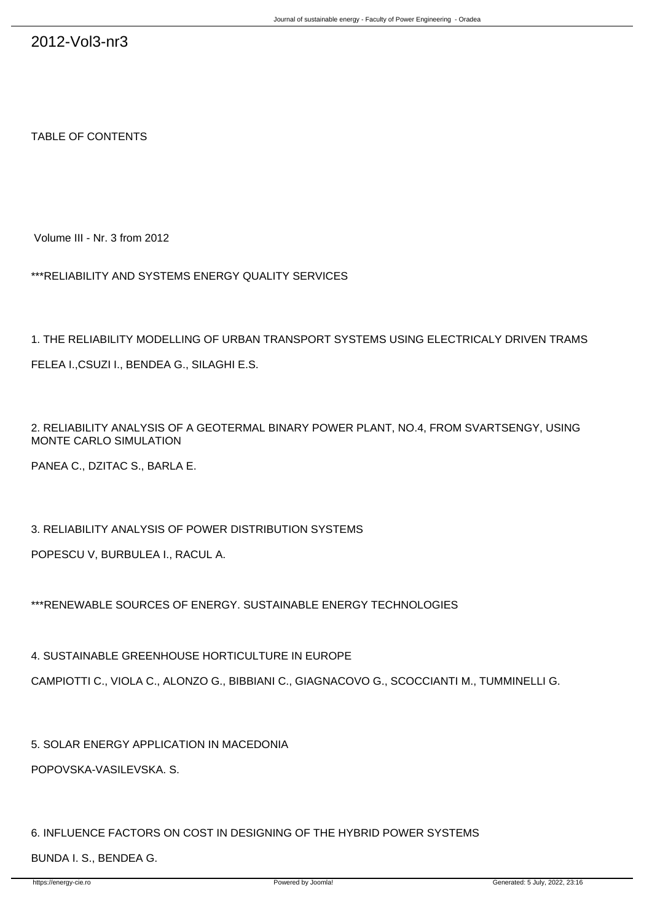# 2012-Vol3-nr3

TABLE OF CONTENTS

Volume III - Nr. 3 from 2012

***RELIABILITY AND SYSTEMS ENERGY QUALITY SERVICES

1. THE RELIABILITY MODELLING OF URBAN TRANSPORT SYSTEMS USING ELECTRICALY DRIVEN TRAMS

FELEA I.,CSUZI I., BENDEA G., SILAGHI E.S.

2. RELIABILITY ANALYSIS OF A GEOTERMAL BINARY POWER PLANT, NO.4, FROM SVARTSENGY, USING MONTE CARLO SIMULATION

PANEA C., DZITAC S., BARLA E.

3. RELIABILITY ANALYSIS OF POWER DISTRIBUTION SYSTEMS

POPESCU V, BURBULEA I., RACUL A.

***RENEWABLE SOURCES OF ENERGY. SUSTAINABLE ENERGY TECHNOLOGIES

4. SUSTAINABLE GREENHOUSE HORTICULTURE IN EUROPE

CAMPIOTTI C., VIOLA C., ALONZO G., BIBBIANI C., GIAGNACOVO G., SCOCCIANTI M., TUMMINELLI G.

5. SOLAR ENERGY APPLICATION IN MACEDONIA

POPOVSKA-VASILEVSKA. S.

6. INFLUENCE FACTORS ON COST IN DESIGNING OF THE HYBRID POWER SYSTEMS

BUNDA I. S., BENDEA G.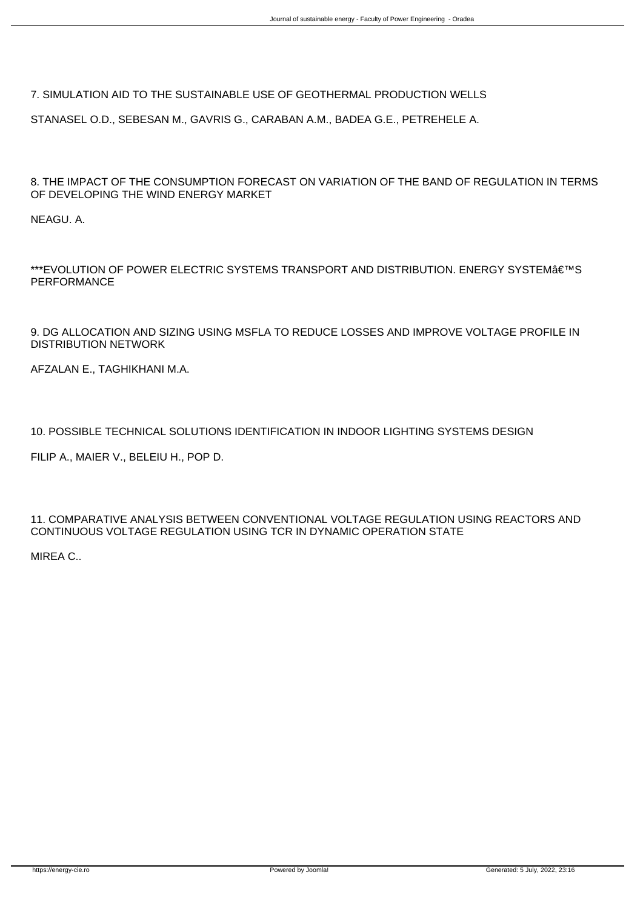7. SIMULATION AID TO THE SUSTAINABLE USE OF GEOTHERMAL PRODUCTION WELLS

STANASEL O.D., SEBESAN M., GAVRIS G., CARABAN A.M., BADEA G.E., PETREHELE A.

8. THE IMPACT OF THE CONSUMPTION FORECAST ON VARIATION OF THE BAND OF REGULATION IN TERMS OF DEVELOPING THE WIND ENERGY MARKET

NEAGU. A.

***EVOLUTION OF POWER ELECTRIC SYSTEMS TRANSPORT AND DISTRIBUTION. ENERGY SYSTEMâ€™S PERFORMANCE

9. DG ALLOCATION AND SIZING USING MSFLA TO REDUCE LOSSES AND IMPROVE VOLTAGE PROFILE IN DISTRIBUTION NETWORK

AFZALAN E., TAGHIKHANI M.A.

10. POSSIBLE TECHNICAL SOLUTIONS IDENTIFICATION IN INDOOR LIGHTING SYSTEMS DESIGN

FILIP A., MAIER V., BELEIU H., POP D.

11. COMPARATIVE ANALYSIS BETWEEN CONVENTIONAL VOLTAGE REGULATION USING REACTORS AND CONTINUOUS VOLTAGE REGULATION USING TCR IN DYNAMIC OPERATION STATE

MIREA C..